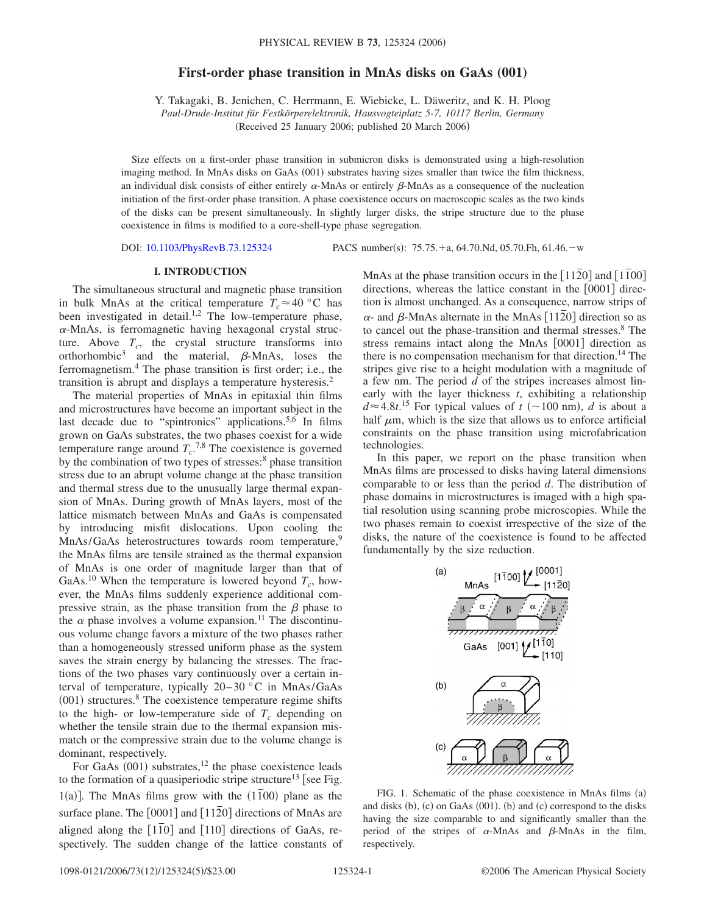# First-order phase transition in MnAs disks on GaAs (001)

Y. Takagaki, B. Jenichen, C. Herrmann, E. Wiebicke, L. Däweritz, and K. H. Ploog

*Paul-Drude-Institut für Festkörperelektronik, Hausvogteiplatz 5-7, 10117 Berlin, Germany*

(Received 25 January 2006; published 20 March 2006)

Size effects on a first-order phase transition in submicron disks is demonstrated using a high-resolution imaging method. In MnAs disks on GaAs (001) substrates having sizes smaller than twice the film thickness, an individual disk consists of either entirely $\alpha$-MnAs or entirely $\beta$-MnAs as a consequence of the nucleation initiation of the first-order phase transition. A phase coexistence occurs on macroscopic scales as the two kinds of the disks can be present simultaneously. In slightly larger disks, the stripe structure due to the phase coexistence in films is modified to a core-shell-type phase segregation.

DOI: 10.1103/PhysRevB.73.125324 PACS number(s): 75.75.+a, 64.70.Nd, 05.70.Fh, 61.46.−w

## I. INTRODUCTION

The simultaneous structural and magnetic phase transition in bulk MnAs at the critical temperature $T_c \approx 40$ °C has been investigated in detail.[1,2] The low-temperature phase, $\alpha$-MnAs, is ferromagnetic having hexagonal crystal structure. Above $T_c$, the crystal structure transforms into orthorhombic[3] and the material, $\beta$-MnAs, loses the ferromagnetism.[4] The phase transition is first order; i.e., the transition is abrupt and displays a temperature hysteresis.[2]

The material properties of MnAs in epitaxial thin films and microstructures have become an important subject in the last decade due to "spintronics" applications.[5,6] In films grown on GaAs substrates, the two phases coexist for a wide temperature range around $T_c$.[7,8] The coexistence is governed by the combination of two types of stresses:[8] phase transition stress due to an abrupt volume change at the phase transition and thermal stress due to the unusually large thermal expansion of MnAs. During growth of MnAs layers, most of the lattice mismatch between MnAs and GaAs is compensated by introducing misfit dislocations. Upon cooling the MnAs/GaAs heterostructures towards room temperature,[9] the MnAs films are tensile strained as the thermal expansion of MnAs is one order of magnitude larger than that of GaAs.[10] When the temperature is lowered beyond $T_c$, however, the MnAs films suddenly experience additional compressive strain, as the phase transition from the $\beta$ phase to the $\alpha$ phase involves a volume expansion.[11] The discontinuous volume change favors a mixture of the two phases rather than a homogeneously stressed uniform phase as the system saves the strain energy by balancing the stresses. The fractions of the two phases vary continuously over a certain interval of temperature, typically 20–30 °C in MnAs/GaAs (001) structures.[8] The coexistence temperature regime shifts to the high- or low-temperature side of $T_c$ depending on whether the tensile strain due to the thermal expansion mismatch or the compressive strain due to the volume change is dominant, respectively.

For GaAs (001) substrates,[12] the phase coexistence leads to the formation of a quasiperiodic stripe structure[13] [see Fig. 1(a)]. The MnAs films grow with the $(1\bar{1}00)$ plane as the surface plane. The [0001] and $[11\bar{2}0]$ directions of MnAs are aligned along the $[1\bar{1}0]$ and [110] directions of GaAs, respectively. The sudden change of the lattice constants of MnAs at the phase transition occurs in the $[11\bar{2}0]$ and $[1\bar{1}00]$ directions, whereas the lattice constant in the [0001] direction is almost unchanged. As a consequence, narrow strips of $\alpha$- and $\beta$-MnAs alternate in the MnAs $[11\bar{2}0]$ direction so as to cancel out the phase-transition and thermal stresses.[8] The stress remains intact along the MnAs [0001] direction as there is no compensation mechanism for that direction.[14] The stripes give rise to a height modulation with a magnitude of a few nm. The period $d$ of the stripes increases almost linearly with the layer thickness $t$, exhibiting a relationship $d \approx 4.8t$.[15] For typical values of $t$ (~100 nm), $d$ is about a half $\mu$m, which is the size that allows us to enforce artificial constraints on the phase transition using microfabrication technologies.

In this paper, we report on the phase transition when MnAs films are processed to disks having lateral dimensions comparable to or less than the period $d$. The distribution of phase domains in microstructures is imaged with a high spatial resolution using scanning probe microscopies. While the two phases remain to coexist irrespective of the size of the disks, the nature of the coexistence is found to be affected fundamentally by the size reduction.

FIG. 1. Schematic of the phase coexistence in MnAs films (a) and disks (b), (c) on GaAs (001). (b) and (c) correspond to the disks having the size comparable to and significantly smaller than the period of the stripes of $\alpha$-MnAs and $\beta$-MnAs in the film, respectively.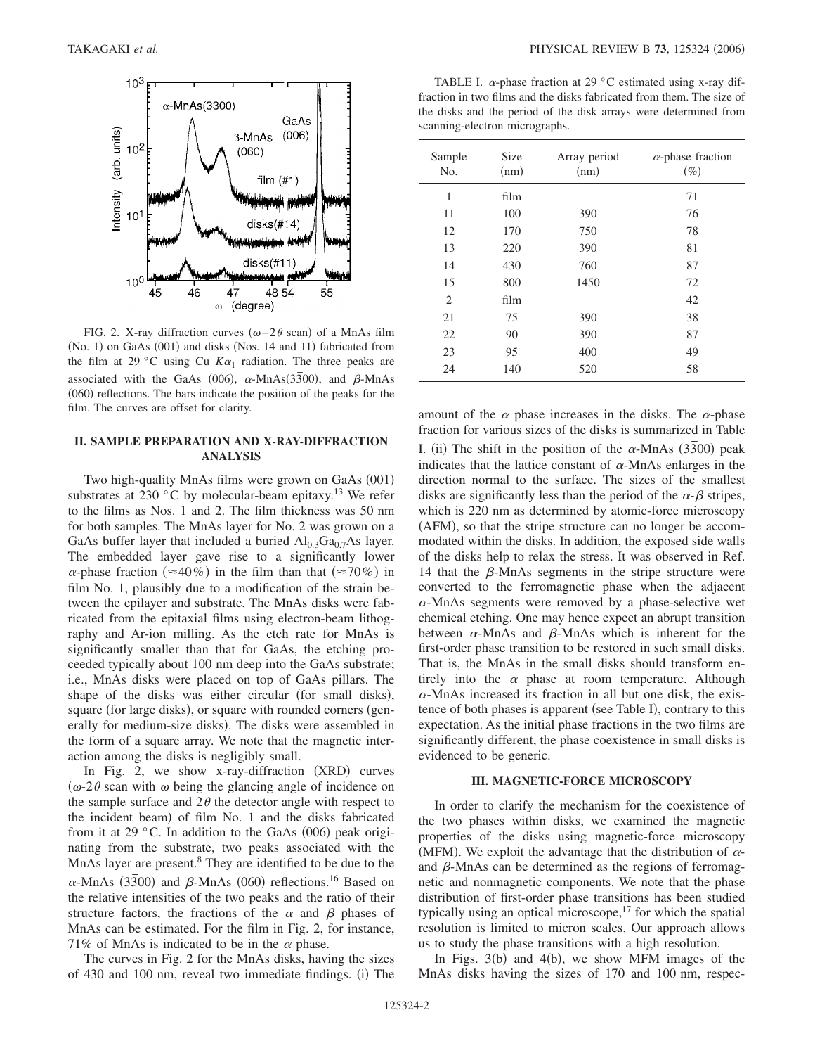FIG. 2. X-ray diffraction curves ($\omega-2\theta$ scan) of a MnAs film (No. 1) on GaAs (001) and disks (Nos. 14 and 11) fabricated from the film at 29 °C using Cu $K\alpha_1$ radiation. The three peaks are associated with the GaAs (006), $\alpha$-MnAs($3\bar{3}00$), and $\beta$-MnAs (060) reflections. The bars indicate the position of the peaks for the film. The curves are offset for clarity.

## II. SAMPLE PREPARATION AND X-RAY-DIFFRACTION ANALYSIS

Two high-quality MnAs films were grown on GaAs (001) substrates at 230 °C by molecular-beam epitaxy.[13] We refer to the films as Nos. 1 and 2. The film thickness was 50 nm for both samples. The MnAs layer for No. 2 was grown on a GaAs buffer layer that included a buried $Al_{0.3}Ga_{0.7}As$ layer. The embedded layer gave rise to a significantly lower $\alpha$-phase fraction ($\approx$40%) in the film than that ($\approx$70%) in film No. 1, plausibly due to a modification of the strain between the epilayer and substrate. The MnAs disks were fabricated from the epitaxial films using electron-beam lithography and Ar-ion milling. As the etch rate for MnAs is significantly smaller than that for GaAs, the etching proceeded typically about 100 nm deep into the GaAs substrate; i.e., MnAs disks were placed on top of GaAs pillars. The shape of the disks was either circular (for small disks), square (for large disks), or square with rounded corners (generally for medium-size disks). The disks were assembled in the form of a square array. We note that the magnetic interaction among the disks is negligibly small.

In Fig. 2, we show x-ray-diffraction (XRD) curves ($\omega$-$2\theta$ scan with $\omega$ being the glancing angle of incidence on the sample surface and $2\theta$ the detector angle with respect to the incident beam) of film No. 1 and the disks fabricated from it at 29 °C. In addition to the GaAs (006) peak originating from the substrate, two peaks associated with the MnAs layer are present.[8] They are identified to be due to the $\alpha$-MnAs ($3\bar{3}00$) and $\beta$-MnAs (060) reflections.[16] Based on the relative intensities of the two peaks and the ratio of their structure factors, the fractions of the $\alpha$ and $\beta$ phases of MnAs can be estimated. For the film in Fig. 2, for instance, 71% of MnAs is indicated to be in the $\alpha$ phase.

The curves in Fig. 2 for the MnAs disks, having the sizes of 430 and 100 nm, reveal two immediate findings. (i) The amount of the $\alpha$ phase increases in the disks. The $\alpha$-phase fraction for various sizes of the disks is summarized in Table I. (ii) The shift in the position of the $\alpha$-MnAs ($3\bar{3}00$) peak indicates that the lattice constant of $\alpha$-MnAs enlarges in the direction normal to the surface. The sizes of the smallest disks are significantly less than the period of the $\alpha$-$\beta$ stripes, which is 220 nm as determined by atomic-force microscopy (AFM), so that the stripe structure can no longer be accommodated within the disks. In addition, the exposed side walls of the disks help to relax the stress. It was observed in Ref. 14 that the $\beta$-MnAs segments in the stripe structure were converted to the ferromagnetic phase when the adjacent $\alpha$-MnAs segments were removed by a phase-selective wet chemical etching. One may hence expect an abrupt transition between $\alpha$-MnAs and $\beta$-MnAs which is inherent for the first-order phase transition to be restored in such small disks. That is, the MnAs in the small disks should transform entirely into the $\alpha$ phase at room temperature. Although $\alpha$-MnAs increased its fraction in all but one disk, the existence of both phases is apparent (see Table I), contrary to this expectation. As the initial phase fractions in the two films are significantly different, the phase coexistence in small disks is evidenced to be generic.

TABLE I. $\alpha$-phase fraction at 29 °C estimated using x-ray diffraction in two films and the disks fabricated from them. The size of the disks and the period of the disk arrays were determined from scanning-electron micrographs.

| Sample No. | Size (nm) | Array period (nm) | $\alpha$-phase fraction (%) |
|---|---|---|---|
| 1 | film | | 71 |
| 11 | 100 | 390 | 76 |
| 12 | 170 | 750 | 78 |
| 13 | 220 | 390 | 81 |
| 14 | 430 | 760 | 87 |
| 15 | 800 | 1450 | 72 |
| 2 | film | | 42 |
| 21 | 75 | 390 | 38 |
| 22 | 90 | 390 | 87 |
| 23 | 95 | 400 | 49 |
| 24 | 140 | 520 | 58 |

## III. MAGNETIC-FORCE MICROSCOPY

In order to clarify the mechanism for the coexistence of the two phases within disks, we examined the magnetic properties of the disks using magnetic-force microscopy (MFM). We exploit the advantage that the distribution of $\alpha$- and $\beta$-MnAs can be determined as the regions of ferromagnetic and nonmagnetic components. We note that the phase distribution of first-order phase transitions has been studied typically using an optical microscope,[17] for which the spatial resolution is limited to micron scales. Our approach allows us to study the phase transitions with a high resolution.

In Figs. 3(b) and 4(b), we show MFM images of the MnAs disks having the sizes of 170 and 100 nm, respec-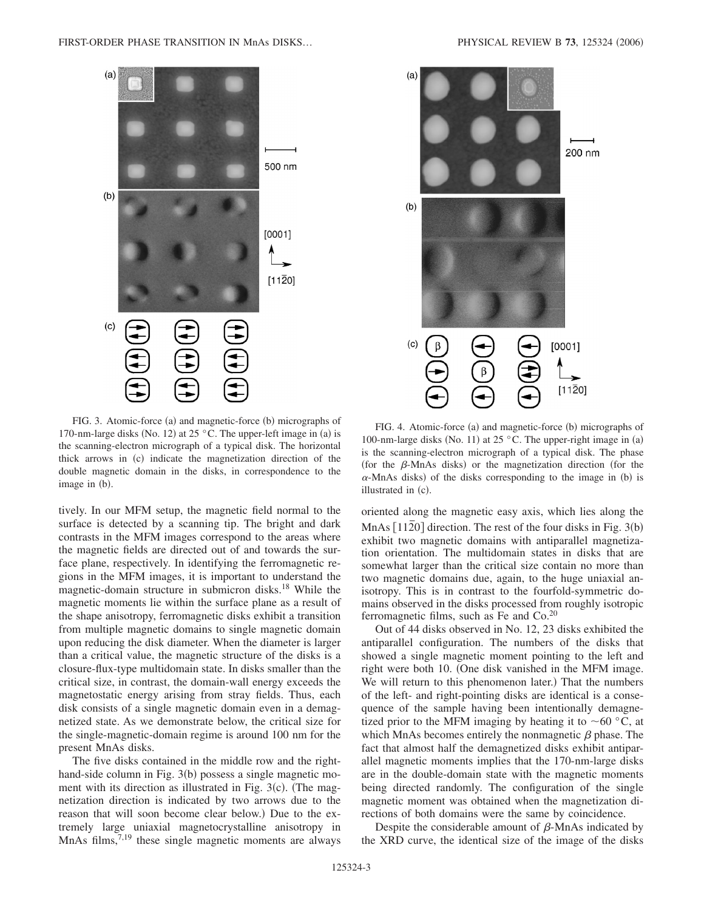FIG. 3. Atomic-force (a) and magnetic-force (b) micrographs of 170-nm-large disks (No. 12) at 25 °C. The upper-left image in (a) is the scanning-electron micrograph of a typical disk. The horizontal thick arrows in (c) indicate the magnetization direction of the double magnetic domain in the disks, in correspondence to the image in (b).

FIG. 4. Atomic-force (a) and magnetic-force (b) micrographs of 100-nm-large disks (No. 11) at 25 °C. The upper-right image in (a) is the scanning-electron micrograph of a typical disk. The phase (for the $\beta$-MnAs disks) or the magnetization direction (for the $\alpha$-MnAs disks) of the disks corresponding to the image in (b) is illustrated in (c).

tively. In our MFM setup, the magnetic field normal to the surface is detected by a scanning tip. The bright and dark contrasts in the MFM images correspond to the areas where the magnetic fields are directed out of and towards the surface plane, respectively. In identifying the ferromagnetic regions in the MFM images, it is important to understand the magnetic-domain structure in submicron disks.[18] While the magnetic moments lie within the surface plane as a result of the shape anisotropy, ferromagnetic disks exhibit a transition from multiple magnetic domains to single magnetic domain upon reducing the disk diameter. When the diameter is larger than a critical value, the magnetic structure of the disks is a closure-flux-type multidomain state. In disks smaller than the critical size, in contrast, the domain-wall energy exceeds the magnetostatic energy arising from stray fields. Thus, each disk consists of a single magnetic domain even in a demagnetized state. As we demonstrate below, the critical size for the single-magnetic-domain regime is around 100 nm for the present MnAs disks.

The five disks contained in the middle row and the right-hand-side column in Fig. 3(b) possess a single magnetic moment with its direction as illustrated in Fig. 3(c). (The magnetization direction is indicated by two arrows due to the reason that will soon become clear below.) Due to the extremely large uniaxial magnetocrystalline anisotropy in MnAs films,[7,19] these single magnetic moments are always oriented along the magnetic easy axis, which lies along the MnAs $[11\bar{2}0]$ direction. The rest of the four disks in Fig. 3(b) exhibit two magnetic domains with antiparallel magnetization orientation. The multidomain states in disks that are somewhat larger than the critical size contain no more than two magnetic domains due, again, to the huge uniaxial anisotropy. This is in contrast to the fourfold-symmetric domains observed in the disks processed from roughly isotropic ferromagnetic films, such as Fe and Co.[20]

Out of 44 disks observed in No. 12, 23 disks exhibited the antiparallel configuration. The numbers of the disks that showed a single magnetic moment pointing to the left and right were both 10. (One disk vanished in the MFM image. We will return to this phenomenon later.) That the numbers of the left- and right-pointing disks are identical is a consequence of the sample having been intentionally demagnetized prior to the MFM imaging by heating it to ~60 °C, at which MnAs becomes entirely the nonmagnetic $\beta$ phase. The fact that almost half the demagnetized disks exhibit antiparallel magnetic moments implies that the 170-nm-large disks are in the double-domain state with the magnetic moments being directed randomly. The configuration of the single magnetic moment was obtained when the magnetization directions of both domains were the same by coincidence.

Despite the considerable amount of $\beta$-MnAs indicated by the XRD curve, the identical size of the image of the disks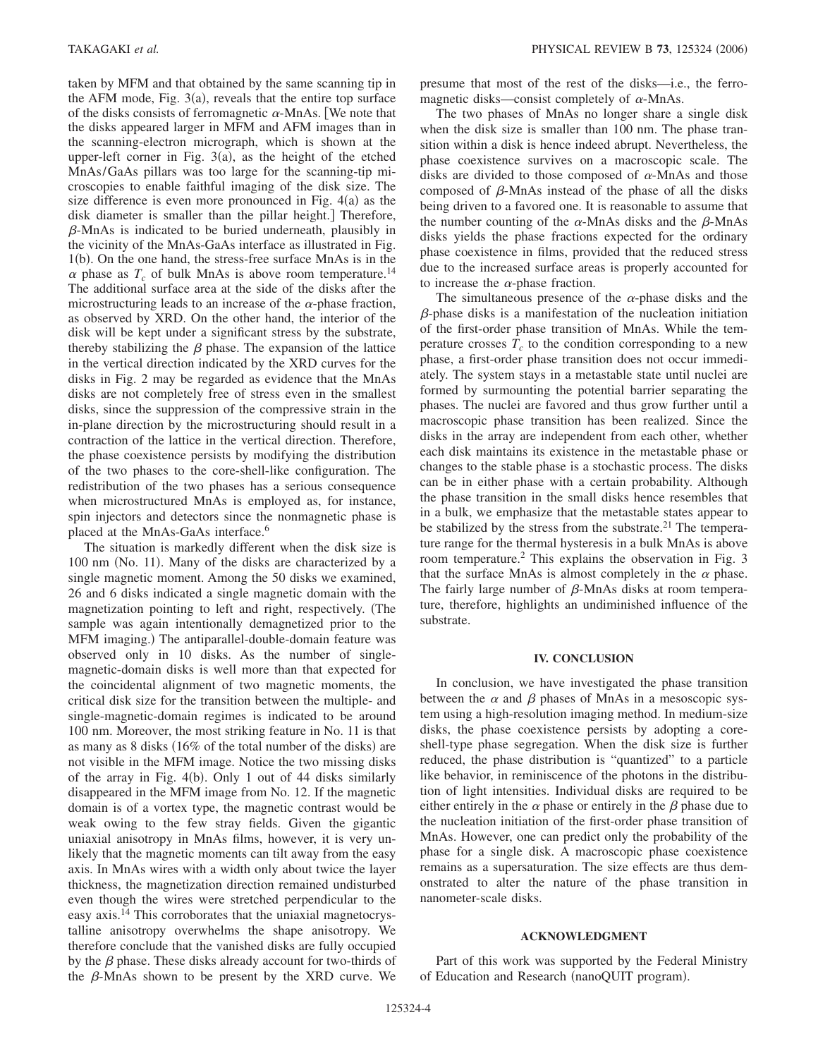taken by MFM and that obtained by the same scanning tip in the AFM mode, Fig. 3(a), reveals that the entire top surface of the disks consists of ferromagnetic $\alpha$-MnAs. [We note that the disks appeared larger in MFM and AFM images than in the scanning-electron micrograph, which is shown at the upper-left corner in Fig. 3(a), as the height of the etched MnAs/GaAs pillars was too large for the scanning-tip microscopies to enable faithful imaging of the disk size. The size difference is even more pronounced in Fig. 4(a) as the disk diameter is smaller than the pillar height.] Therefore, $\beta$-MnAs is indicated to be buried underneath, plausibly in the vicinity of the MnAs-GaAs interface as illustrated in Fig. 1(b). On the one hand, the stress-free surface MnAs is in the $\alpha$ phase as $T_c$ of bulk MnAs is above room temperature.[14] The additional surface area at the side of the disks after the microstructuring leads to an increase of the $\alpha$-phase fraction, as observed by XRD. On the other hand, the interior of the disk will be kept under a significant stress by the substrate, thereby stabilizing the $\beta$ phase. The expansion of the lattice in the vertical direction indicated by the XRD curves for the disks in Fig. 2 may be regarded as evidence that the MnAs disks are not completely free of stress even in the smallest disks, since the suppression of the compressive strain in the in-plane direction by the microstructuring should result in a contraction of the lattice in the vertical direction. Therefore, the phase coexistence persists by modifying the distribution of the two phases to the core-shell-like configuration. The redistribution of the two phases has a serious consequence when microstructured MnAs is employed as, for instance, spin injectors and detectors since the nonmagnetic phase is placed at the MnAs-GaAs interface.[6]

The situation is markedly different when the disk size is 100 nm (No. 11). Many of the disks are characterized by a single magnetic moment. Among the 50 disks we examined, 26 and 6 disks indicated a single magnetic domain with the magnetization pointing to left and right, respectively. (The sample was again intentionally demagnetized prior to the MFM imaging.) The antiparallel-double-domain feature was observed only in 10 disks. As the number of single-magnetic-domain disks is well more than that expected for the coincidental alignment of two magnetic moments, the critical disk size for the transition between the multiple- and single-magnetic-domain regimes is indicated to be around 100 nm. Moreover, the most striking feature in No. 11 is that as many as 8 disks (16% of the total number of the disks) are not visible in the MFM image. Notice the two missing disks of the array in Fig. 4(b). Only 1 out of 44 disks similarly disappeared in the MFM image from No. 12. If the magnetic domain is of a vortex type, the magnetic contrast would be weak owing to the few stray fields. Given the gigantic uniaxial anisotropy in MnAs films, however, it is very unlikely that the magnetic moments can tilt away from the easy axis. In MnAs wires with a width only about twice the layer thickness, the magnetization direction remained undisturbed even though the wires were stretched perpendicular to the easy axis.[14] This corroborates that the uniaxial magnetocrystalline anisotropy overwhelms the shape anisotropy. We therefore conclude that the vanished disks are fully occupied by the $\beta$ phase. These disks already account for two-thirds of the $\beta$-MnAs shown to be present by the XRD curve. We presume that most of the rest of the disks—i.e., the ferromagnetic disks—consist completely of $\alpha$-MnAs.

The two phases of MnAs no longer share a single disk when the disk size is smaller than 100 nm. The phase transition within a disk is hence indeed abrupt. Nevertheless, the phase coexistence survives on a macroscopic scale. The disks are divided to those composed of $\alpha$-MnAs and those composed of $\beta$-MnAs instead of the phase of all the disks being driven to a favored one. It is reasonable to assume that the number counting of the $\alpha$-MnAs disks and the $\beta$-MnAs disks yields the phase fractions expected for the ordinary phase coexistence in films, provided that the reduced stress due to the increased surface areas is properly accounted for to increase the $\alpha$-phase fraction.

The simultaneous presence of the $\alpha$-phase disks and the $\beta$-phase disks is a manifestation of the nucleation initiation of the first-order phase transition of MnAs. While the temperature crosses $T_c$ to the condition corresponding to a new phase, a first-order phase transition does not occur immediately. The system stays in a metastable state until nuclei are formed by surmounting the potential barrier separating the phases. The nuclei are favored and thus grow further until a macroscopic phase transition has been realized. Since the disks in the array are independent from each other, whether each disk maintains its existence in the metastable phase or changes to the stable phase is a stochastic process. The disks can be in either phase with a certain probability. Although the phase transition in the small disks hence resembles that in a bulk, we emphasize that the metastable states appear to be stabilized by the stress from the substrate.[21] The temperature range for the thermal hysteresis in a bulk MnAs is above room temperature.[2] This explains the observation in Fig. 3 that the surface MnAs is almost completely in the $\alpha$ phase. The fairly large number of $\beta$-MnAs disks at room temperature, therefore, highlights an undiminished influence of the substrate.

## IV. CONCLUSION

In conclusion, we have investigated the phase transition between the $\alpha$ and $\beta$ phases of MnAs in a mesoscopic system using a high-resolution imaging method. In medium-size disks, the phase coexistence persists by adopting a core-shell-type phase segregation. When the disk size is further reduced, the phase distribution is "quantized" to a particle like behavior, in reminiscence of the photons in the distribution of light intensities. Individual disks are required to be either entirely in the $\alpha$ phase or entirely in the $\beta$ phase due to the nucleation initiation of the first-order phase transition of MnAs. However, one can predict only the probability of the phase for a single disk. A macroscopic phase coexistence remains as a supersaturation. The size effects are thus demonstrated to alter the nature of the phase transition in nanometer-scale disks.

## ACKNOWLEDGMENT

Part of this work was supported by the Federal Ministry of Education and Research (nanoQUIT program).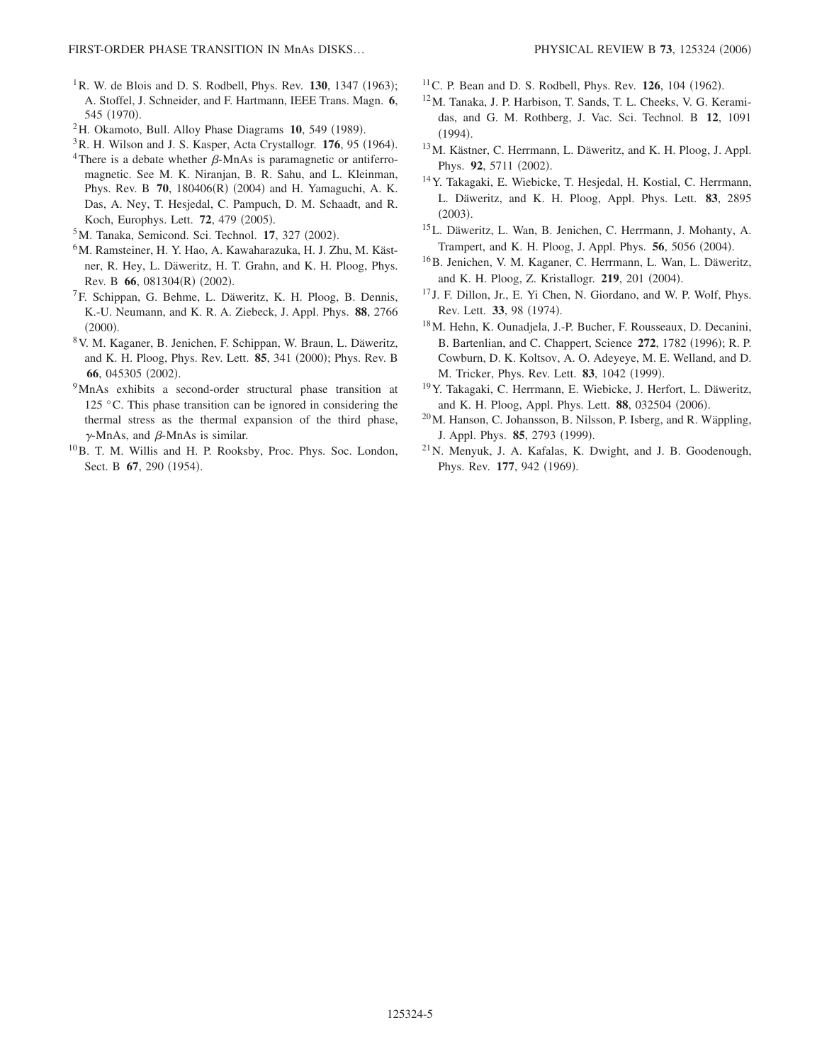[1] R. W. de Blois and D. S. Rodbell, Phys. Rev. **130**, 1347 (1963); A. Stoffel, J. Schneider, and F. Hartmann, IEEE Trans. Magn. **6**, 545 (1970).

[2] H. Okamoto, Bull. Alloy Phase Diagrams **10**, 549 (1989).

[3] R. H. Wilson and J. S. Kasper, Acta Crystallogr. **176**, 95 (1964).

[4] There is a debate whether $\beta$-MnAs is paramagnetic or antiferromagnetic. See M. K. Niranjan, B. R. Sahu, and L. Kleinman, Phys. Rev. B **70**, 180406(R) (2004) and H. Yamaguchi, A. K. Das, A. Ney, T. Hesjedal, C. Pampuch, D. M. Schaadt, and R. Koch, Europhys. Lett. **72**, 479 (2005).

[5] M. Tanaka, Semicond. Sci. Technol. **17**, 327 (2002).

[6] M. Ramsteiner, H. Y. Hao, A. Kawaharazuka, H. J. Zhu, M. Kästner, R. Hey, L. Däweritz, H. T. Grahn, and K. H. Ploog, Phys. Rev. B **66**, 081304(R) (2002).

[7] F. Schippan, G. Behme, L. Däweritz, K. H. Ploog, B. Dennis, K.-U. Neumann, and K. R. A. Ziebeck, J. Appl. Phys. **88**, 2766 (2000).

[8] V. M. Kaganer, B. Jenichen, F. Schippan, W. Braun, L. Däweritz, and K. H. Ploog, Phys. Rev. Lett. **85**, 341 (2000); Phys. Rev. B **66**, 045305 (2002).

[9] MnAs exhibits a second-order structural phase transition at 125 °C. This phase transition can be ignored in considering the thermal stress as the thermal expansion of the third phase, $\gamma$-MnAs, and $\beta$-MnAs is similar.

[10] B. T. M. Willis and H. P. Rooksby, Proc. Phys. Soc. London, Sect. B **67**, 290 (1954).

[11] C. P. Bean and D. S. Rodbell, Phys. Rev. **126**, 104 (1962).

[12] M. Tanaka, J. P. Harbison, T. Sands, T. L. Cheeks, V. G. Keramidas, and G. M. Rothberg, J. Vac. Sci. Technol. B **12**, 1091 (1994).

[13] M. Kästner, C. Herrmann, L. Däweritz, and K. H. Ploog, J. Appl. Phys. **92**, 5711 (2002).

[14] Y. Takagaki, E. Wiebicke, T. Hesjedal, H. Kostial, C. Herrmann, L. Däweritz, and K. H. Ploog, Appl. Phys. Lett. **83**, 2895 (2003).

[15] L. Däweritz, L. Wan, B. Jenichen, C. Herrmann, J. Mohanty, A. Trampert, and K. H. Ploog, J. Appl. Phys. **56**, 5056 (2004).

[16] B. Jenichen, V. M. Kaganer, C. Herrmann, L. Wan, L. Däweritz, and K. H. Ploog, Z. Kristallogr. **219**, 201 (2004).

[17] J. F. Dillon, Jr., E. Yi Chen, N. Giordano, and W. P. Wolf, Phys. Rev. Lett. **33**, 98 (1974).

[18] M. Hehn, K. Ounadjela, J.-P. Bucher, F. Rousseaux, D. Decanini, B. Bartenlian, and C. Chappert, Science **272**, 1782 (1996); R. P. Cowburn, D. K. Koltsov, A. O. Adeyeye, M. E. Welland, and D. M. Tricker, Phys. Rev. Lett. **83**, 1042 (1999).

[19] Y. Takagaki, C. Herrmann, E. Wiebicke, J. Herfort, L. Däweritz, and K. H. Ploog, Appl. Phys. Lett. **88**, 032504 (2006).

[20] M. Hanson, C. Johansson, B. Nilsson, P. Isberg, and R. Wäppling, J. Appl. Phys. **85**, 2793 (1999).

[21] N. Menyuk, J. A. Kafalas, K. Dwight, and J. B. Goodenough, Phys. Rev. **177**, 942 (1969).